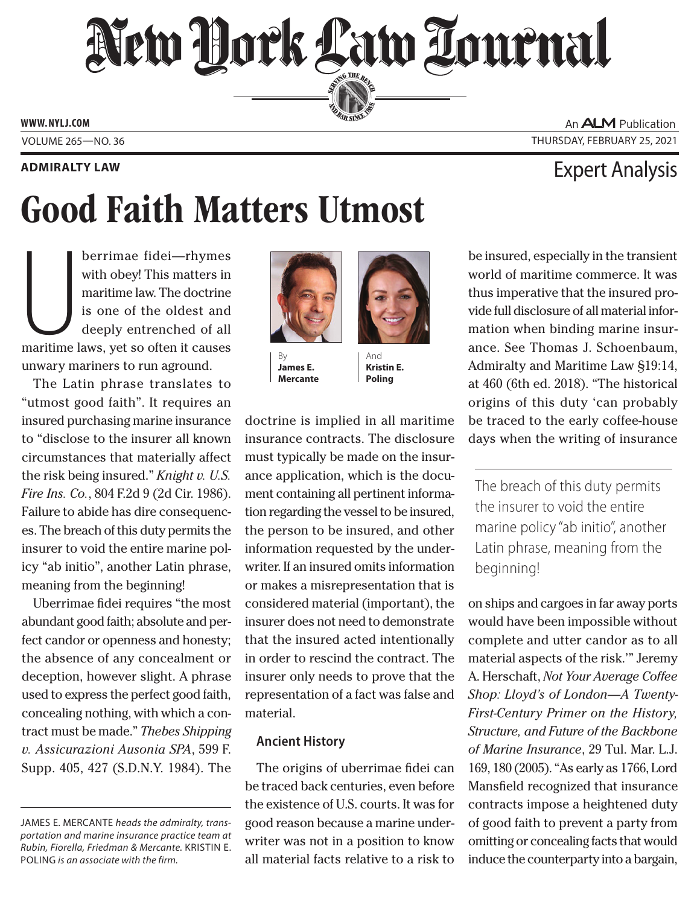ADMIRALTY LAW

Expert Analysis

# Good Faith Matters Utmost

By **James E. Mercante** And **Kristin E. Poling**

Uberrimae fidei—rhymes with obey! This matters in maritime law. The doctrine is one of the oldest and deeply entrenched of all maritime laws, yet so often it causes unwary mariners to run aground.

The Latin phrase translates to "utmost good faith". It requires an insured purchasing marine insurance to "disclose to the insurer all known circumstances that materially affect the risk being insured." *Knight v. U.S. Fire Ins. Co.*, 804 F.2d 9 (2d Cir. 1986). Failure to abide has dire consequences. The breach of this duty permits the insurer to void the entire marine policy "ab initio", another Latin phrase, meaning from the beginning!

Uberrimae fidei requires "the most abundant good faith; absolute and perfect candor or openness and honesty; the absence of any concealment or deception, however slight. A phrase used to express the perfect good faith, concealing nothing, with which a contract must be made." *Thebes Shipping v. Assicurazioni Ausonia SPA*, 599 F. Supp. 405, 427 (S.D.N.Y. 1984). The doctrine is implied in all maritime insurance contracts. The disclosure must typically be made on the insurance application, which is the document containing all pertinent information regarding the vessel to be insured, the person to be insured, and other information requested by the underwriter. If an insured omits information or makes a misrepresentation that is considered material (important), the insurer does not need to demonstrate that the insured acted intentionally in order to rescind the contract. The insurer only needs to prove that the representation of a fact was false and material.

## Ancient History

The origins of uberrimae fidei can be traced back centuries, even before the existence of U.S. courts. It was for good reason because a marine underwriter was not in a position to know all material facts relative to a risk to be insured, especially in the transient world of maritime commerce. It was thus imperative that the insured provide full disclosure of all material information when binding marine insurance. See Thomas J. Schoenbaum, Admiralty and Maritime Law §19:14, at 460 (6th ed. 2018). "The historical origins of this duty 'can probably be traced to the early coffee-house days when the writing of insurance on ships and cargoes in far away ports would have been impossible without complete and utter candor as to all material aspects of the risk.'" Jeremy A. Herschaft, *Not Your Average Coffee Shop: Lloyd's of London—A Twenty-First-Century Primer on the History, Structure, and Future of the Backbone of Marine Insurance*, 29 Tul. Mar. L.J. 169, 180 (2005). "As early as 1766, Lord Mansfield recognized that insurance contracts impose a heightened duty of good faith to prevent a party from omitting or concealing facts that would induce the counterparty into a bargain,

> The breach of this duty permits the insurer to void the entire marine policy "ab initio", another Latin phrase, meaning from the beginning!

JAMES E. MERCANTE *heads the admiralty, transportation and marine insurance practice team at Rubin, Fiorella, Friedman & Mercante.* KRISTIN E. POLING *is an associate with the firm.*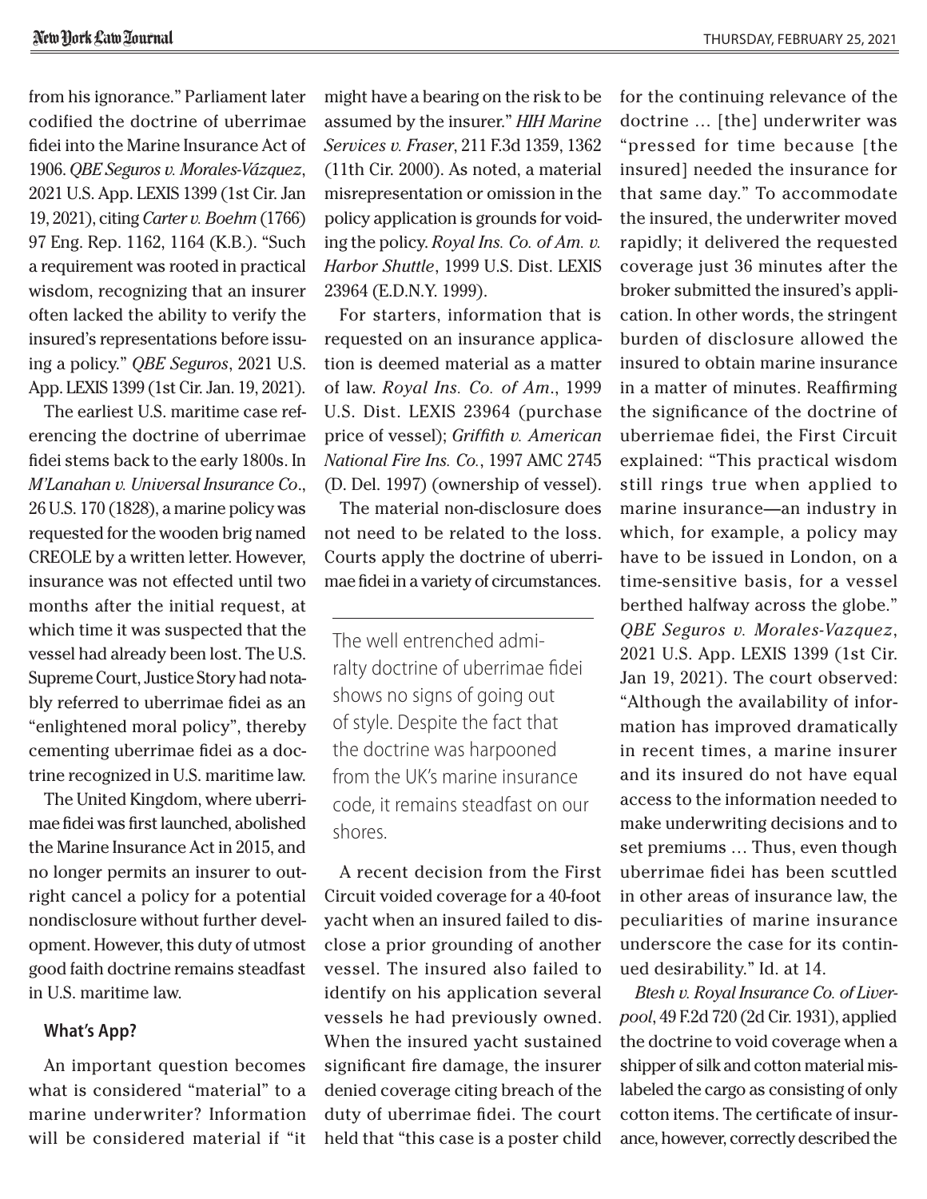from his ignorance." Parliament later codified the doctrine of uberrimae fidei into the Marine Insurance Act of 1906. *QBE Seguros v. Morales-Vázquez*, 2021 U.S. App. LEXIS 1399 (1st Cir. Jan 19, 2021), citing *Carter v. Boehm* (1766) 97 Eng. Rep. 1162, 1164 (K.B.). "Such a requirement was rooted in practical wisdom, recognizing that an insurer often lacked the ability to verify the insured's representations before issuing a policy." *QBE Seguros*, 2021 U.S. App. LEXIS 1399 (1st Cir. Jan. 19, 2021).

The earliest U.S. maritime case referencing the doctrine of uberrimae fidei stems back to the early 1800s. In *M'Lanahan v. Universal Insurance Co*., 26 U.S. 170 (1828), a marine policy was requested for the wooden brig named CREOLE by a written letter. However, insurance was not effected until two months after the initial request, at which time it was suspected that the vessel had already been lost. The U.S. Supreme Court, Justice Story had notably referred to uberrimae fidei as an "enlightened moral policy", thereby cementing uberrimae fidei as a doctrine recognized in U.S. maritime law.

The United Kingdom, where uberrimae fidei was first launched, abolished the Marine Insurance Act in 2015, and no longer permits an insurer to outright cancel a policy for a potential nondisclosure without further development. However, this duty of utmost good faith doctrine remains steadfast in U.S. maritime law.

### What's App?

An important question becomes what is considered "material" to a marine underwriter? Information will be considered material if "it might have a bearing on the risk to be assumed by the insurer." *HIH Marine Services v. Fraser*, 211 F.3d 1359, 1362 (11th Cir. 2000). As noted, a material misrepresentation or omission in the policy application is grounds for voiding the policy. *Royal Ins. Co. of Am. v. Harbor Shuttle*, 1999 U.S. Dist. LEXIS 23964 (E.D.N.Y. 1999).

For starters, information that is requested on an insurance application is deemed material as a matter of law. *Royal Ins. Co. of Am*., 1999 U.S. Dist. LEXIS 23964 (purchase price of vessel); *Griffith v. American National Fire Ins. Co.*, 1997 AMC 2745 (D. Del. 1997) (ownership of vessel).

The material non-disclosure does not need to be related to the loss. Courts apply the doctrine of uberrimae fidei in a variety of circumstances.

> The well entrenched admiralty doctrine of uberrimae fidei shows no signs of going out of style. Despite the fact that the doctrine was harpooned from the UK's marine insurance code, it remains steadfast on our shores.

A recent decision from the First Circuit voided coverage for a 40-foot yacht when an insured failed to disclose a prior grounding of another vessel. The insured also failed to identify on his application several vessels he had previously owned. When the insured yacht sustained significant fire damage, the insurer denied coverage citing breach of the duty of uberrimae fidei. The court held that "this case is a poster child for the continuing relevance of the doctrine … [the] underwriter was "pressed for time because [the insured] needed the insurance for that same day." To accommodate the insured, the underwriter moved rapidly; it delivered the requested coverage just 36 minutes after the broker submitted the insured's application. In other words, the stringent burden of disclosure allowed the insured to obtain marine insurance in a matter of minutes. Reaffirming the significance of the doctrine of uberriemae fidei, the First Circuit explained: "This practical wisdom still rings true when applied to marine insurance—an industry in which, for example, a policy may have to be issued in London, on a time-sensitive basis, for a vessel berthed halfway across the globe." *QBE Seguros v. Morales-Vazquez*, 2021 U.S. App. LEXIS 1399 (1st Cir. Jan 19, 2021). The court observed: "Although the availability of information has improved dramatically in recent times, a marine insurer and its insured do not have equal access to the information needed to make underwriting decisions and to set premiums … Thus, even though uberrimae fidei has been scuttled in other areas of insurance law, the peculiarities of marine insurance underscore the case for its continued desirability." Id. at 14.

*Btesh v. Royal Insurance Co. of Liverpool*, 49 F.2d 720 (2d Cir. 1931), applied the doctrine to void coverage when a shipper of silk and cotton material mislabeled the cargo as consisting of only cotton items. The certificate of insurance, however, correctly described the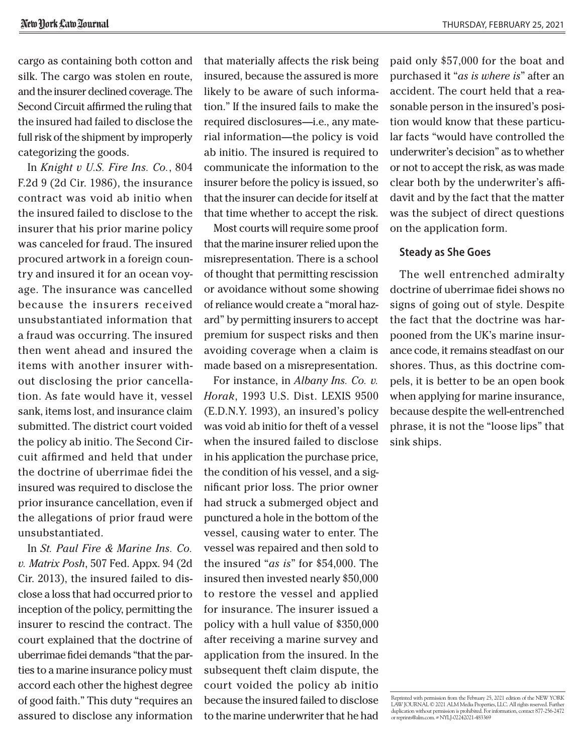cargo as containing both cotton and silk. The cargo was stolen en route, and the insurer declined coverage. The Second Circuit affirmed the ruling that the insured had failed to disclose the full risk of the shipment by improperly categorizing the goods.

In *Knight v U.S. Fire Ins. Co.*, 804 F.2d 9 (2d Cir. 1986), the insurance contract was void ab initio when the insured failed to disclose to the insurer that his prior marine policy was canceled for fraud. The insured procured artwork in a foreign country and insured it for an ocean voyage. The insurance was cancelled because the insurers received unsubstantiated information that a fraud was occurring. The insured then went ahead and insured the items with another insurer without disclosing the prior cancellation. As fate would have it, vessel sank, items lost, and insurance claim submitted. The district court voided the policy ab initio. The Second Circuit affirmed and held that under the doctrine of uberrimae fidei the insured was required to disclose the prior insurance cancellation, even if the allegations of prior fraud were unsubstantiated.

In *St. Paul Fire & Marine Ins. Co. v. Matrix Posh*, 507 Fed. Appx. 94 (2d Cir. 2013), the insured failed to disclose a loss that had occurred prior to inception of the policy, permitting the insurer to rescind the contract. The court explained that the doctrine of uberrimae fidei demands "that the parties to a marine insurance policy must accord each other the highest degree of good faith." This duty "requires an assured to disclose any information that materially affects the risk being insured, because the assured is more likely to be aware of such information." If the insured fails to make the required disclosures—i.e., any material information—the policy is void ab initio. The insured is required to communicate the information to the insurer before the policy is issued, so that the insurer can decide for itself at that time whether to accept the risk.

Most courts will require some proof that the marine insurer relied upon the misrepresentation. There is a school of thought that permitting rescission or avoidance without some showing of reliance would create a "moral hazard" by permitting insurers to accept premium for suspect risks and then avoiding coverage when a claim is made based on a misrepresentation.

For instance, in *Albany Ins. Co. v. Horak*, 1993 U.S. Dist. LEXIS 9500 (E.D.N.Y. 1993), an insured's policy was void ab initio for theft of a vessel when the insured failed to disclose in his application the purchase price, the condition of his vessel, and a significant prior loss. The prior owner had struck a submerged object and punctured a hole in the bottom of the vessel, causing water to enter. The vessel was repaired and then sold to the insured "*as is*" for $54,000. The insured then invested nearly $50,000 to restore the vessel and applied for insurance. The insurer issued a policy with a hull value of $350,000 after receiving a marine survey and application from the insured. In the subsequent theft claim dispute, the court voided the policy ab initio because the insured failed to disclose to the marine underwriter that he had paid only $57,000 for the boat and purchased it "*as is where is*" after an accident. The court held that a reasonable person in the insured's position would know that these particular facts "would have controlled the underwriter's decision" as to whether or not to accept the risk, as was made clear both by the underwriter's affidavit and by the fact that the matter was the subject of direct questions on the application form.

### Steady as She Goes

The well entrenched admiralty doctrine of uberrimae fidei shows no signs of going out of style. Despite the fact that the doctrine was harpooned from the UK's marine insurance code, it remains steadfast on our shores. Thus, as this doctrine compels, it is better to be an open book when applying for marine insurance, because despite the well-entrenched phrase, it is not the "loose lips" that sink ships.

Reprinted with permission from the February 25, 2021 edition of the NEW YORK LAW JOURNAL © 2021 ALM Media Properties, LLC. All rights reserved. Further duplication without permission is prohibited. For information, contact 877-256-2472 or reprints@alm.com. # NYLJ-02242021-483369